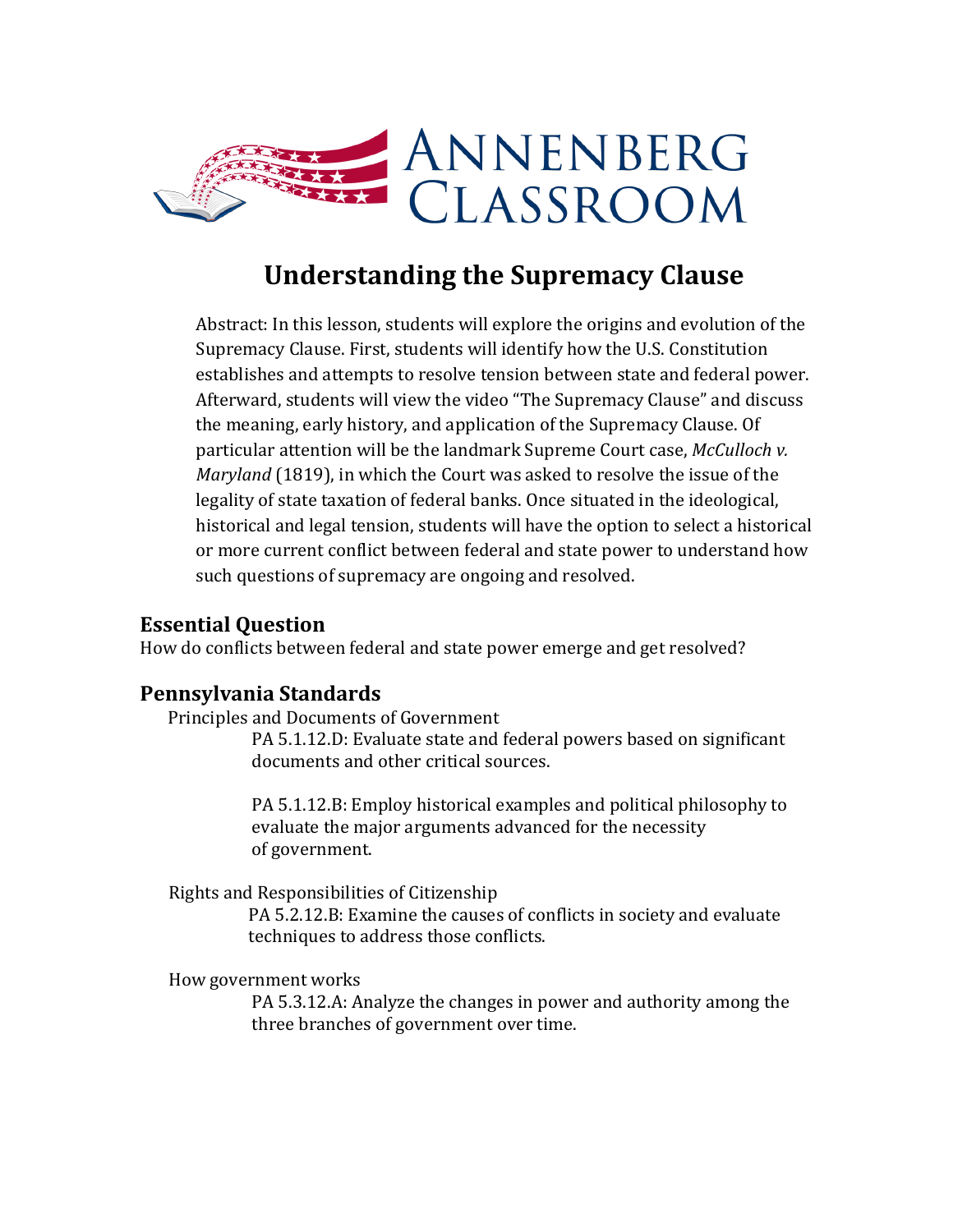ANNENBERG CLASSROOM

# Understanding the Supremacy Clause

Abstract: In this lesson, students will explore the origins and evolution of the Supremacy Clause. First, students will identify how the U.S. Constitution establishes and attempts to resolve tension between state and federal power. Afterward, students will view the video "The Supremacy Clause" and discuss the meaning, early history, and application of the Supremacy Clause. Of particular attention will be the landmark Supreme Court case, *McCulloch v. Maryland* (1819), in which the Court was asked to resolve the issue of the legality of state taxation of federal banks. Once situated in the ideological, historical and legal tension, students will have the option to select a historical or more current conflict between federal and state power to understand how such questions of supremacy are ongoing and resolved.

## Essential Question

How do conflicts between federal and state power emerge and get resolved?

## Pennsylvania Standards

Principles and Documents of Government

PA 5.1.12.D: Evaluate state and federal powers based on significant documents and other critical sources.

PA 5.1.12.B: Employ historical examples and political philosophy to evaluate the major arguments advanced for the necessity of government.

Rights and Responsibilities of Citizenship

PA 5.2.12.B: Examine the causes of conflicts in society and evaluate techniques to address those conflicts.

How government works

PA 5.3.12.A: Analyze the changes in power and authority among the three branches of government over time.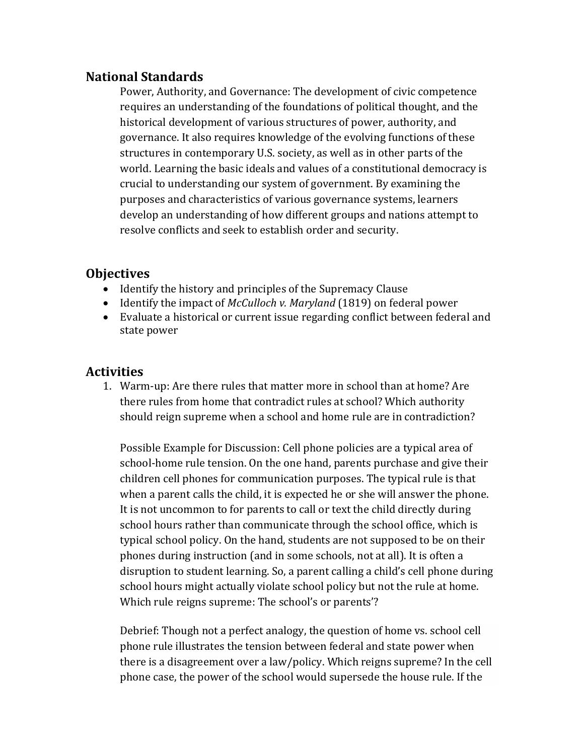## National Standards

Power, Authority, and Governance: The development of civic competence requires an understanding of the foundations of political thought, and the historical development of various structures of power, authority, and governance. It also requires knowledge of the evolving functions of these structures in contemporary U.S. society, as well as in other parts of the world. Learning the basic ideals and values of a constitutional democracy is crucial to understanding our system of government. By examining the purposes and characteristics of various governance systems, learners develop an understanding of how different groups and nations attempt to resolve conflicts and seek to establish order and security.

## Objectives

- Identify the history and principles of the Supremacy Clause
- Identify the impact of *McCulloch v. Maryland* (1819) on federal power
- Evaluate a historical or current issue regarding conflict between federal and state power

## Activities

1. Warm-up: Are there rules that matter more in school than at home? Are there rules from home that contradict rules at school? Which authority should reign supreme when a school and home rule are in contradiction?

   Possible Example for Discussion: Cell phone policies are a typical area of school-home rule tension. On the one hand, parents purchase and give their children cell phones for communication purposes. The typical rule is that when a parent calls the child, it is expected he or she will answer the phone. It is not uncommon to for parents to call or text the child directly during school hours rather than communicate through the school office, which is typical school policy. On the hand, students are not supposed to be on their phones during instruction (and in some schools, not at all). It is often a disruption to student learning. So, a parent calling a child's cell phone during school hours might actually violate school policy but not the rule at home. Which rule reigns supreme: The school's or parents'?

   Debrief: Though not a perfect analogy, the question of home vs. school cell phone rule illustrates the tension between federal and state power when there is a disagreement over a law/policy. Which reigns supreme? In the cell phone case, the power of the school would supersede the house rule. If the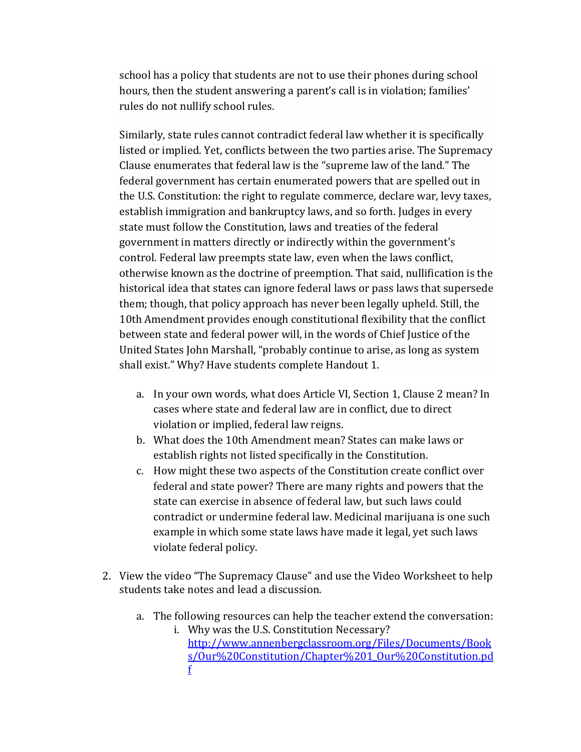school has a policy that students are not to use their phones during school hours, then the student answering a parent's call is in violation; families' rules do not nullify school rules.

Similarly, state rules cannot contradict federal law whether it is specifically listed or implied. Yet, conflicts between the two parties arise. The Supremacy Clause enumerates that federal law is the "supreme law of the land." The federal government has certain enumerated powers that are spelled out in the U.S. Constitution: the right to regulate commerce, declare war, levy taxes, establish immigration and bankruptcy laws, and so forth. Judges in every state must follow the Constitution, laws and treaties of the federal government in matters directly or indirectly within the government's control. Federal law preempts state law, even when the laws conflict, otherwise known as the doctrine of preemption. That said, nullification is the historical idea that states can ignore federal laws or pass laws that supersede them; though, that policy approach has never been legally upheld. Still, the 10th Amendment provides enough constitutional flexibility that the conflict between state and federal power will, in the words of Chief Justice of the United States John Marshall, "probably continue to arise, as long as system shall exist." Why? Have students complete Handout 1.

a. In your own words, what does Article VI, Section 1, Clause 2 mean? In cases where state and federal law are in conflict, due to direct violation or implied, federal law reigns.
b. What does the 10th Amendment mean? States can make laws or establish rights not listed specifically in the Constitution.
c. How might these two aspects of the Constitution create conflict over federal and state power? There are many rights and powers that the state can exercise in absence of federal law, but such laws could contradict or undermine federal law. Medicinal marijuana is one such example in which some state laws have made it legal, yet such laws violate federal policy.

2. View the video "The Supremacy Clause" and use the Video Worksheet to help students take notes and lead a discussion.

   a. The following resources can help the teacher extend the conversation:
      i. Why was the U.S. Constitution Necessary? [http://www.annenbergclassroom.org/Files/Documents/Books/Our%20Constitution/Chapter%201_Our%20Constitution.pdf](http://www.annenbergclassroom.org/Files/Documents/Books/Our%20Constitution/Chapter%201_Our%20Constitution.pdf)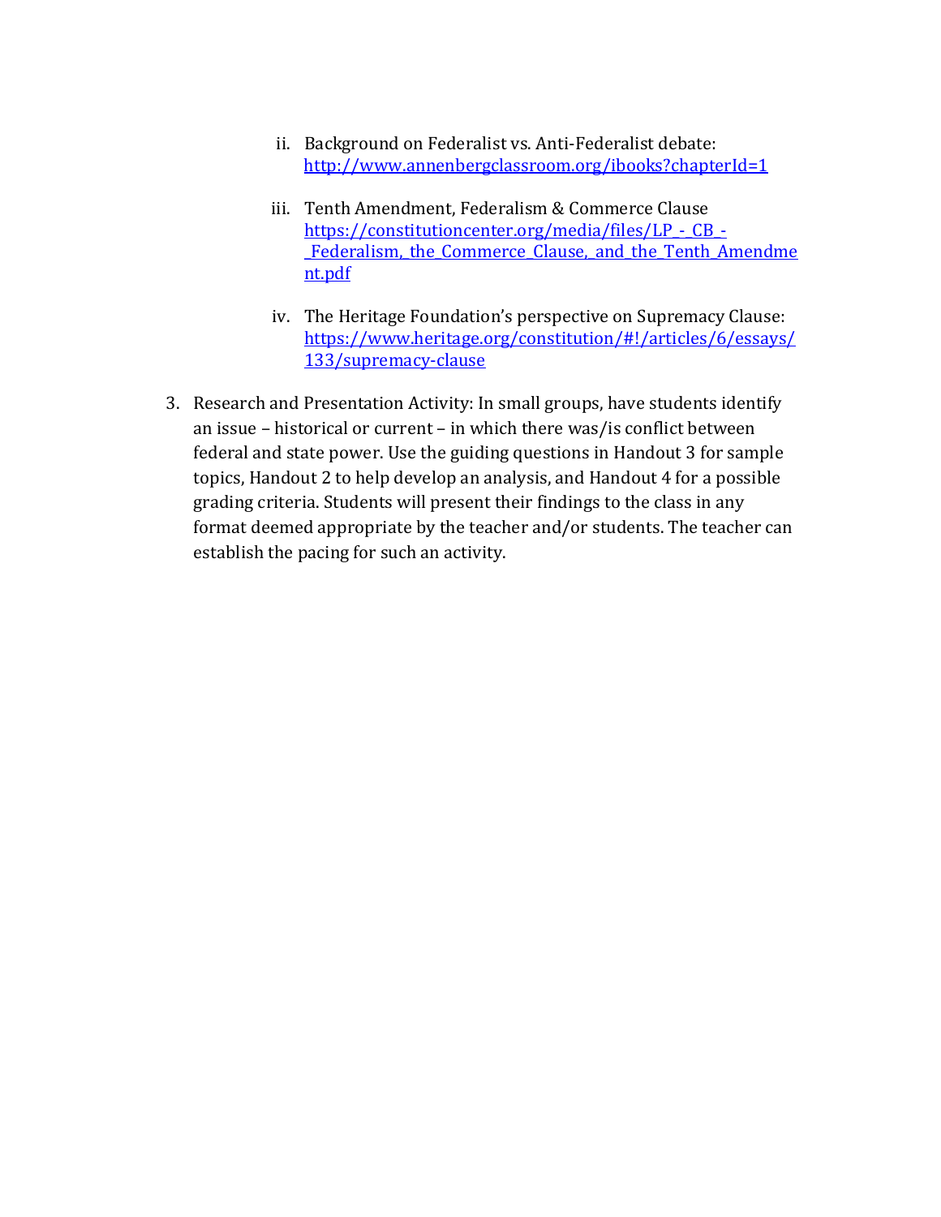ii. Background on Federalist vs. Anti-Federalist debate: [http://www.annenbergclassroom.org/ibooks?chapterId=1](http://www.annenbergclassroom.org/ibooks?chapterId=1)

   iii. Tenth Amendment, Federalism & Commerce Clause [https://constitutioncenter.org/media/files/LP_-_CB_-_Federalism,_the_Commerce_Clause,_and_the_Tenth_Amendment.pdf](https://constitutioncenter.org/media/files/LP_-_CB_-_Federalism,_the_Commerce_Clause,_and_the_Tenth_Amendment.pdf)

   iv. The Heritage Foundation's perspective on Supremacy Clause: [https://www.heritage.org/constitution/#!/articles/6/essays/133/supremacy-clause](https://www.heritage.org/constitution/#!/articles/6/essays/133/supremacy-clause)

3. Research and Presentation Activity: In small groups, have students identify an issue – historical or current – in which there was/is conflict between federal and state power. Use the guiding questions in Handout 3 for sample topics, Handout 2 to help develop an analysis, and Handout 4 for a possible grading criteria. Students will present their findings to the class in any format deemed appropriate by the teacher and/or students. The teacher can establish the pacing for such an activity.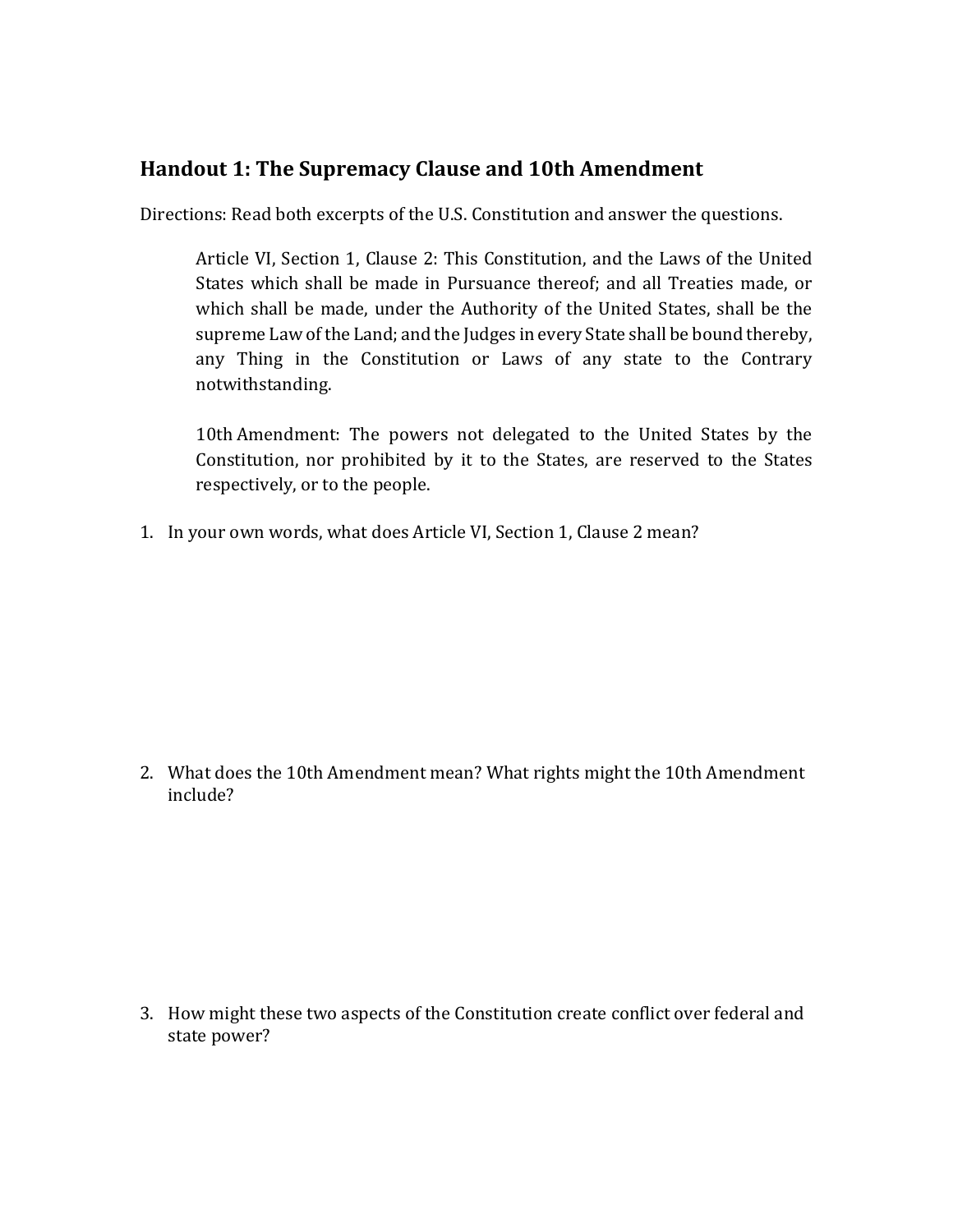## Handout 1: The Supremacy Clause and 10th Amendment

Directions: Read both excerpts of the U.S. Constitution and answer the questions.

> Article VI, Section 1, Clause 2: This Constitution, and the Laws of the United States which shall be made in Pursuance thereof; and all Treaties made, or which shall be made, under the Authority of the United States, shall be the supreme Law of the Land; and the Judges in every State shall be bound thereby, any Thing in the Constitution or Laws of any state to the Contrary notwithstanding.
>
> 10th Amendment: The powers not delegated to the United States by the Constitution, nor prohibited by it to the States, are reserved to the States respectively, or to the people.

1. In your own words, what does Article VI, Section 1, Clause 2 mean?

2. What does the 10th Amendment mean? What rights might the 10th Amendment include?

3. How might these two aspects of the Constitution create conflict over federal and state power?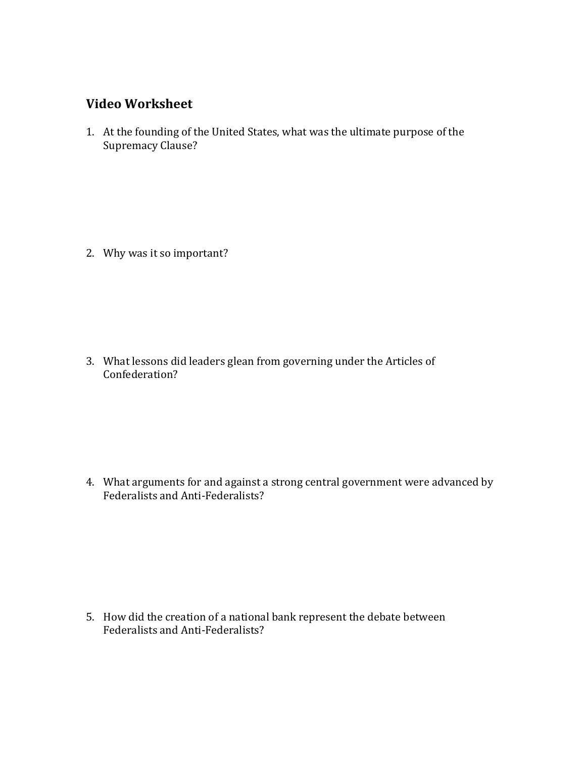## Video Worksheet

1. At the founding of the United States, what was the ultimate purpose of the Supremacy Clause?

2. Why was it so important?

3. What lessons did leaders glean from governing under the Articles of Confederation?

4. What arguments for and against a strong central government were advanced by Federalists and Anti-Federalists?

5. How did the creation of a national bank represent the debate between Federalists and Anti-Federalists?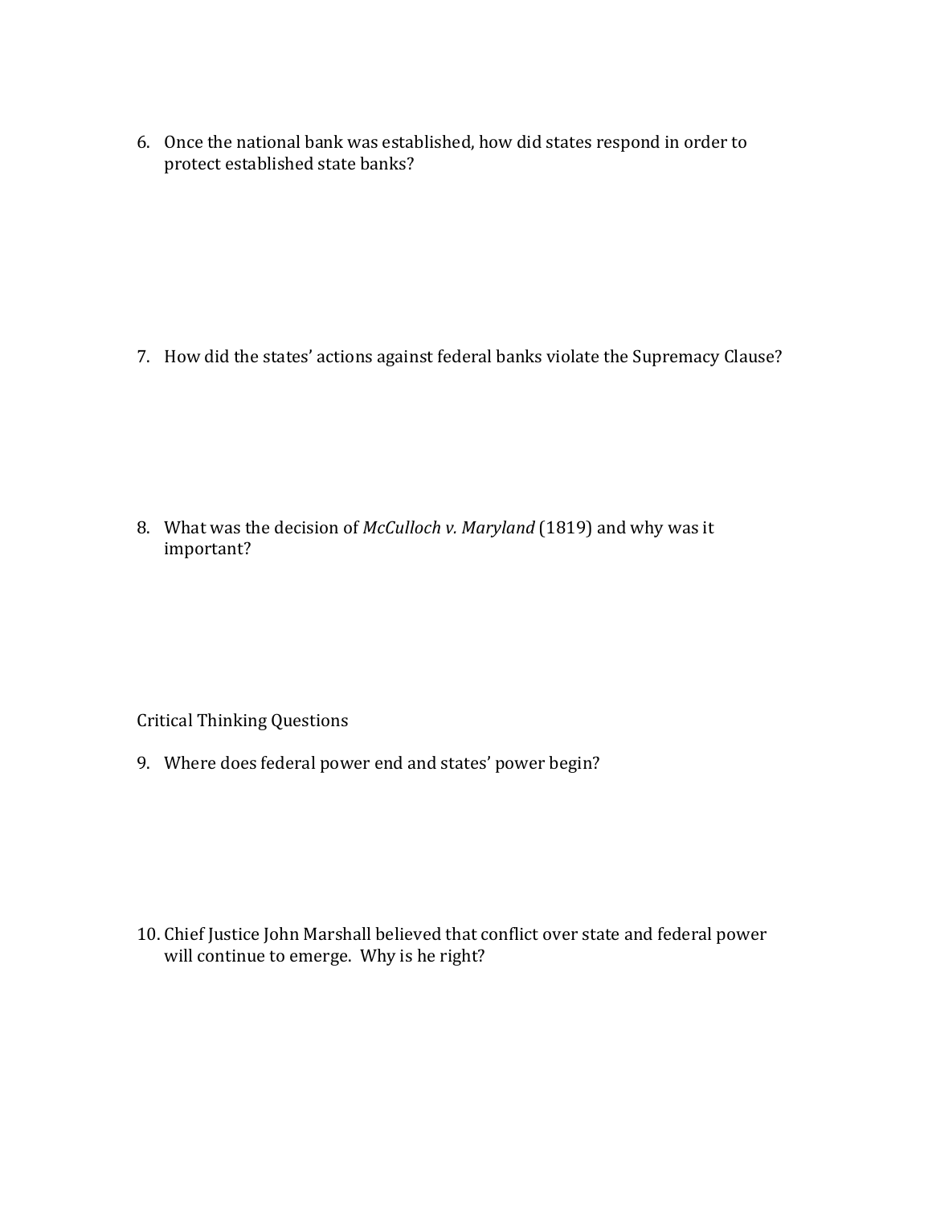6. Once the national bank was established, how did states respond in order to protect established state banks?

7. How did the states' actions against federal banks violate the Supremacy Clause?

8. What was the decision of *McCulloch v. Maryland* (1819) and why was it important?

Critical Thinking Questions

9. Where does federal power end and states' power begin?

10. Chief Justice John Marshall believed that conflict over state and federal power will continue to emerge. Why is he right?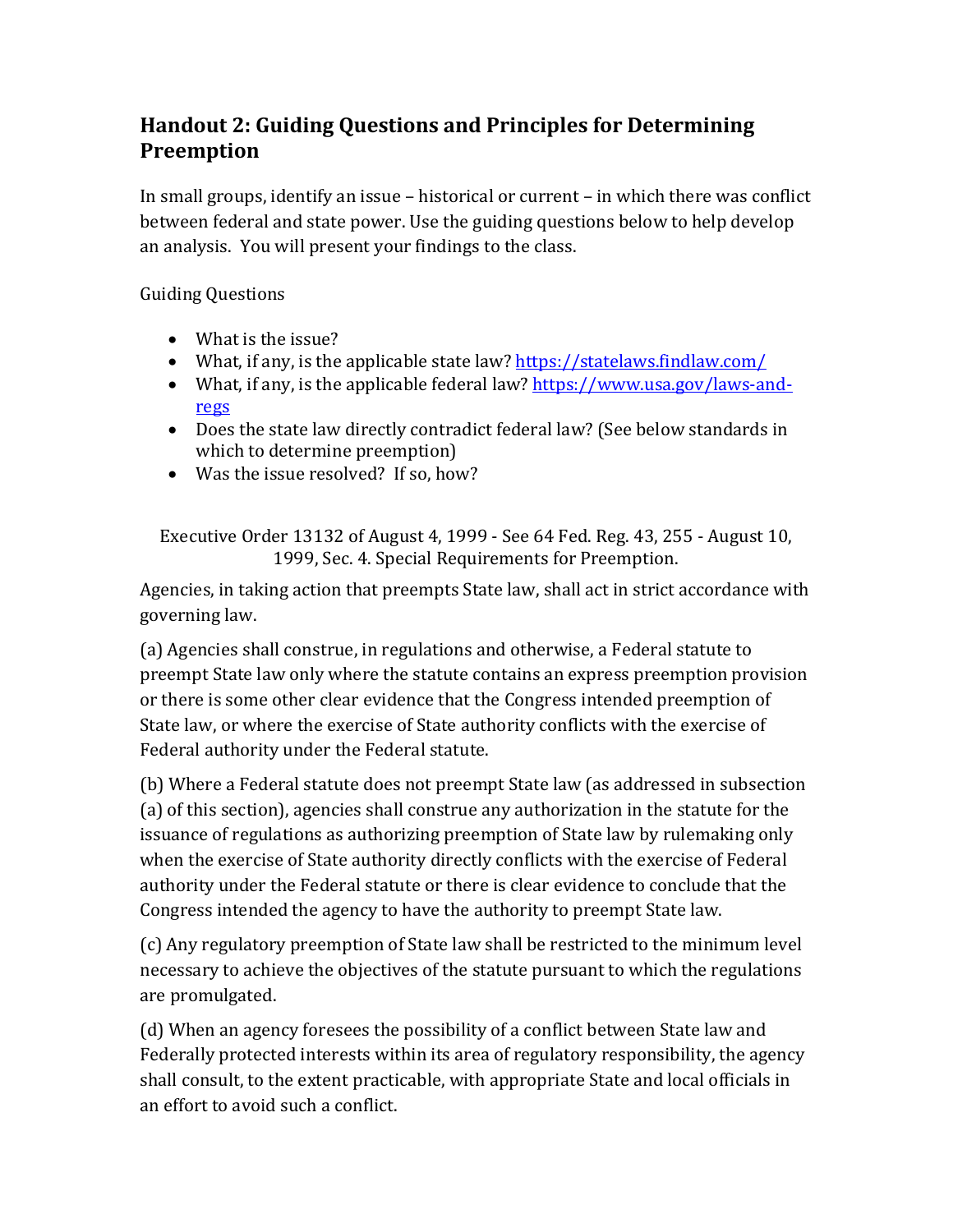## Handout 2: Guiding Questions and Principles for Determining Preemption

In small groups, identify an issue – historical or current – in which there was conflict between federal and state power. Use the guiding questions below to help develop an analysis. You will present your findings to the class.

Guiding Questions

- What is the issue?
- What, if any, is the applicable state law? https://statelaws.findlaw.com/
- What, if any, is the applicable federal law? https://www.usa.gov/laws-and-regs
- Does the state law directly contradict federal law? (See below standards in which to determine preemption)
- Was the issue resolved? If so, how?

Executive Order 13132 of August 4, 1999 - See 64 Fed. Reg. 43, 255 - August 10, 1999, Sec. 4. Special Requirements for Preemption.

Agencies, in taking action that preempts State law, shall act in strict accordance with governing law.

(a) Agencies shall construe, in regulations and otherwise, a Federal statute to preempt State law only where the statute contains an express preemption provision or there is some other clear evidence that the Congress intended preemption of State law, or where the exercise of State authority conflicts with the exercise of Federal authority under the Federal statute.

(b) Where a Federal statute does not preempt State law (as addressed in subsection (a) of this section), agencies shall construe any authorization in the statute for the issuance of regulations as authorizing preemption of State law by rulemaking only when the exercise of State authority directly conflicts with the exercise of Federal authority under the Federal statute or there is clear evidence to conclude that the Congress intended the agency to have the authority to preempt State law.

(c) Any regulatory preemption of State law shall be restricted to the minimum level necessary to achieve the objectives of the statute pursuant to which the regulations are promulgated.

(d) When an agency foresees the possibility of a conflict between State law and Federally protected interests within its area of regulatory responsibility, the agency shall consult, to the extent practicable, with appropriate State and local officials in an effort to avoid such a conflict.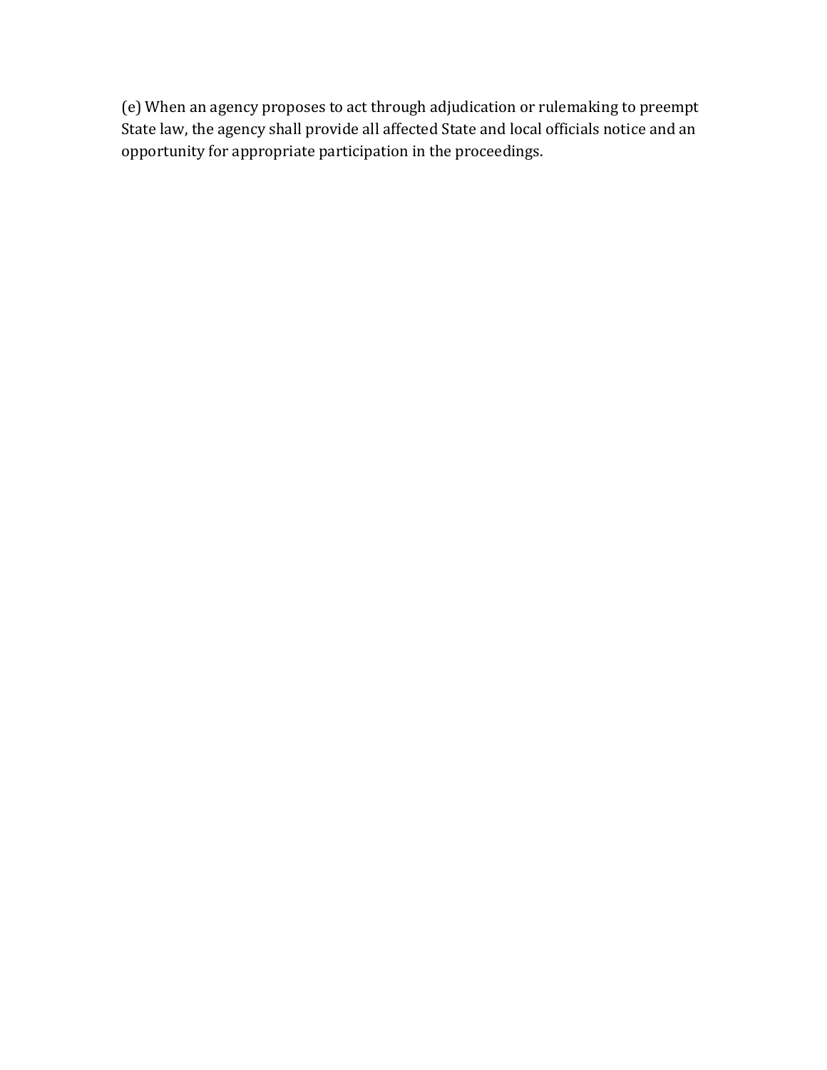(e) When an agency proposes to act through adjudication or rulemaking to preempt State law, the agency shall provide all affected State and local officials notice and an opportunity for appropriate participation in the proceedings.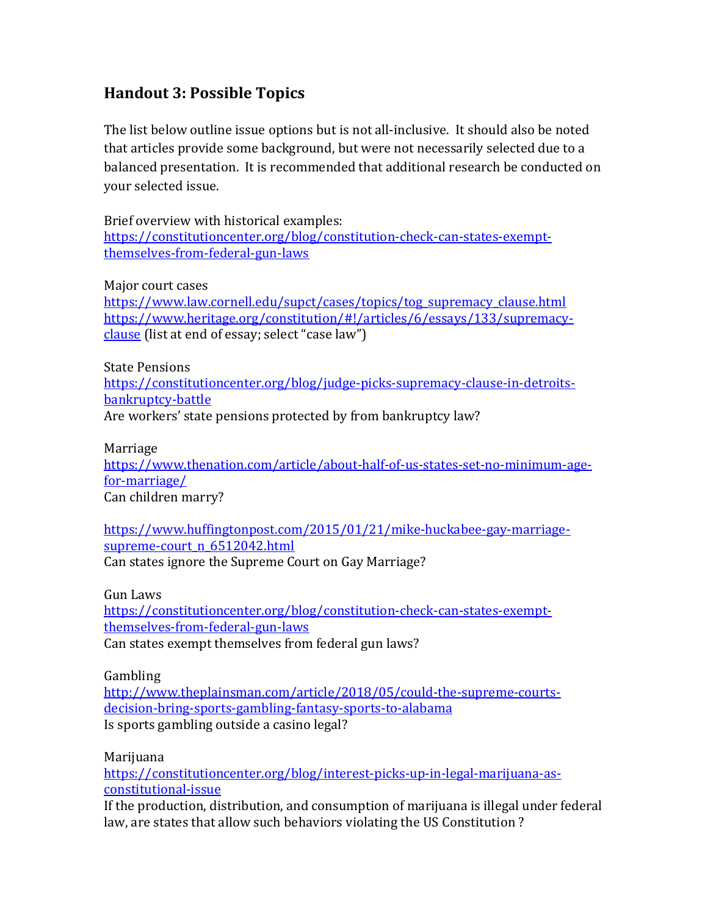## Handout 3: Possible Topics

The list below outline issue options but is not all-inclusive. It should also be noted that articles provide some background, but were not necessarily selected due to a balanced presentation. It is recommended that additional research be conducted on your selected issue.

Brief overview with historical examples:
https://constitutioncenter.org/blog/constitution-check-can-states-exempt-themselves-from-federal-gun-laws

Major court cases
https://www.law.cornell.edu/supct/cases/topics/tog_supremacy_clause.html
https://www.heritage.org/constitution/#!/articles/6/essays/133/supremacy-clause (list at end of essay; select "case law")

State Pensions
https://constitutioncenter.org/blog/judge-picks-supremacy-clause-in-detroits-bankruptcy-battle
Are workers' state pensions protected by from bankruptcy law?

Marriage
https://www.thenation.com/article/about-half-of-us-states-set-no-minimum-age-for-marriage/
Can children marry?

https://www.huffingtonpost.com/2015/01/21/mike-huckabee-gay-marriage-supreme-court_n_6512042.html
Can states ignore the Supreme Court on Gay Marriage?

Gun Laws
https://constitutioncenter.org/blog/constitution-check-can-states-exempt-themselves-from-federal-gun-laws
Can states exempt themselves from federal gun laws?

Gambling
http://www.theplainsman.com/article/2018/05/could-the-supreme-courts-decision-bring-sports-gambling-fantasy-sports-to-alabama
Is sports gambling outside a casino legal?

Marijuana
https://constitutioncenter.org/blog/interest-picks-up-in-legal-marijuana-as-constitutional-issue
If the production, distribution, and consumption of marijuana is illegal under federal law, are states that allow such behaviors violating the US Constitution ?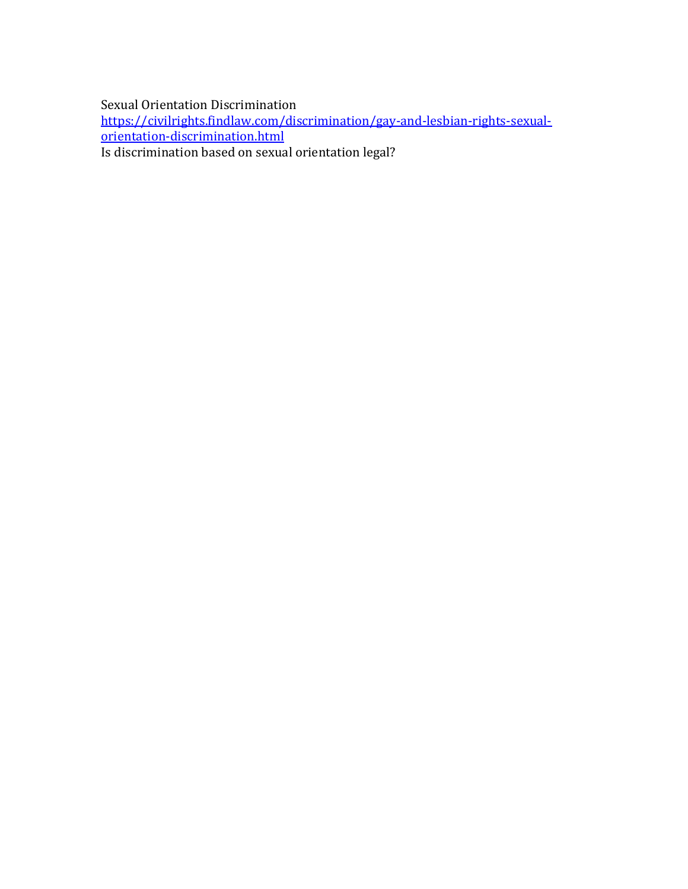Sexual Orientation Discrimination
[https://civilrights.findlaw.com/discrimination/gay-and-lesbian-rights-sexual-orientation-discrimination.html](https://civilrights.findlaw.com/discrimination/gay-and-lesbian-rights-sexual-orientation-discrimination.html)
Is discrimination based on sexual orientation legal?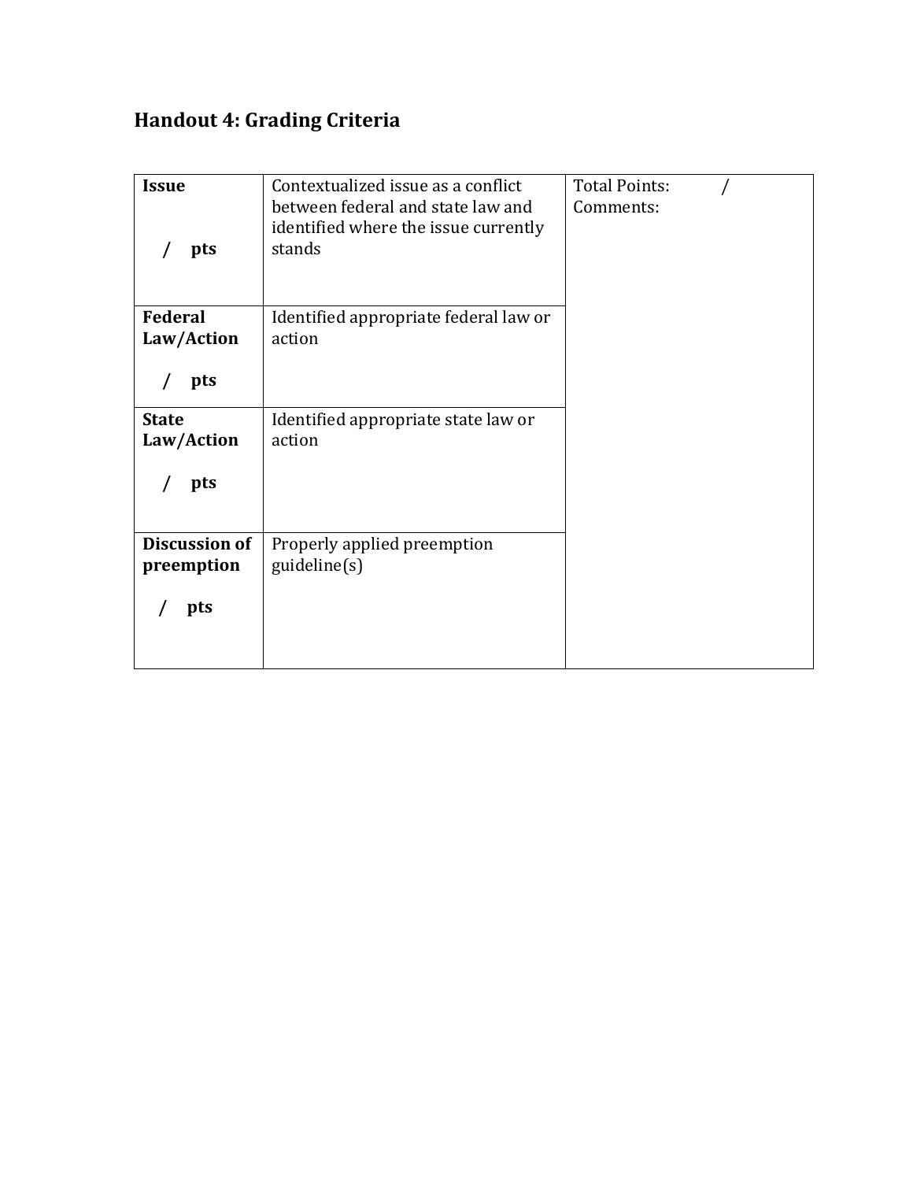## Handout 4: Grading Criteria

| | | |
|---|---|---|
| **Issue**<br><br>**/ pts** | Contextualized issue as a conflict between federal and state law and identified where the issue currently stands | Total Points: /<br>Comments: |
| **Federal Law/Action**<br><br>**/ pts** | Identified appropriate federal law or action | |
| **State Law/Action**<br><br>**/ pts** | Identified appropriate state law or action | |
| **Discussion of preemption**<br><br>**/ pts** | Properly applied preemption guideline(s) | |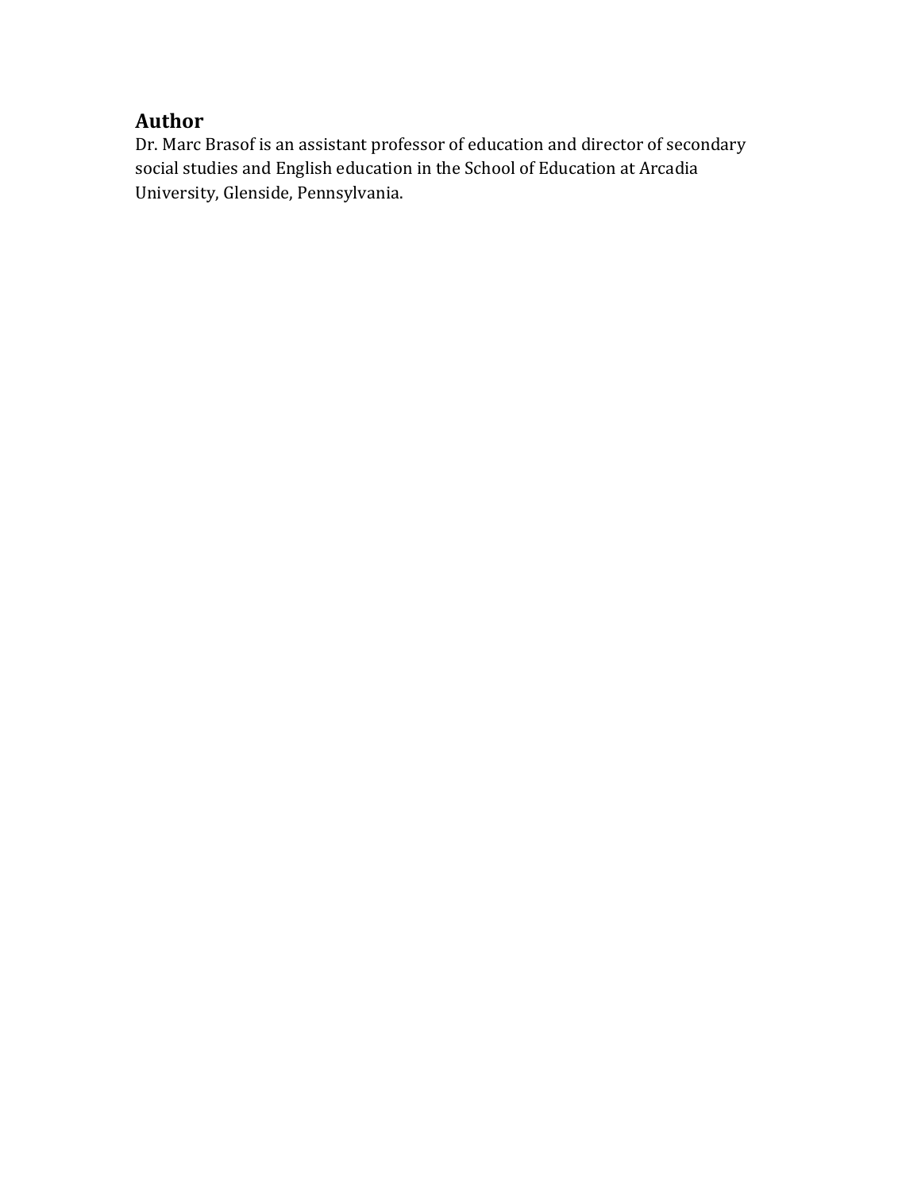## Author

Dr. Marc Brasof is an assistant professor of education and director of secondary social studies and English education in the School of Education at Arcadia University, Glenside, Pennsylvania.